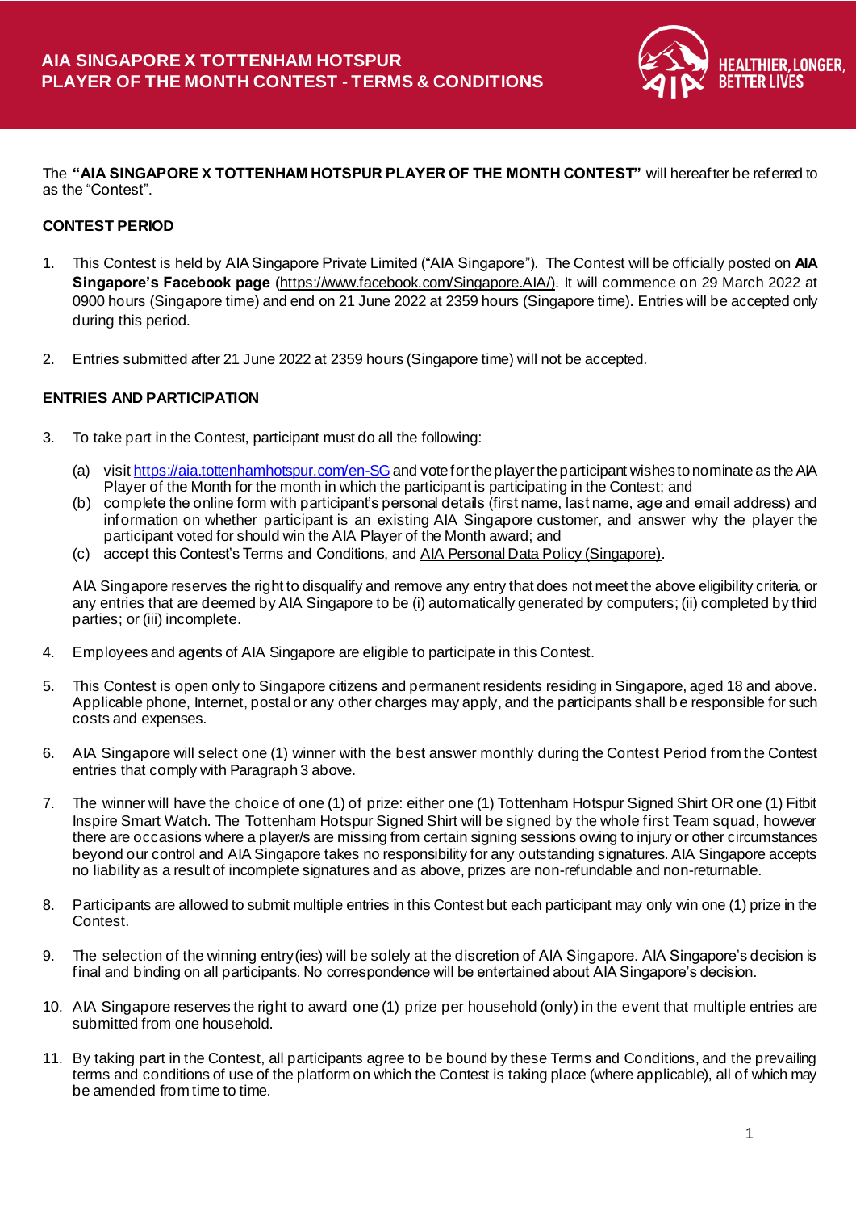# AIA SINGAPORE X TOTTENHAM HOTSPUR PLAYER OF THE MONTH CONTEST - TERMS & CONDITIONS

The **"AIA SINGAPORE X TOTTENHAM HOTSPUR PLAYER OF THE MONTH CONTEST"** will hereafter be referred to as the "Contest".

## CONTEST PERIOD

1. This Contest is held by AIA Singapore Private Limited ("AIA Singapore"). The Contest will be officially posted on **AIA Singapore's Facebook page** (https://www.facebook.com/Singapore.AIA/). It will commence on 29 March 2022 at 0900 hours (Singapore time) and end on 21 June 2022 at 2359 hours (Singapore time). Entries will be accepted only during this period.

2. Entries submitted after 21 June 2022 at 2359 hours (Singapore time) will not be accepted.

## ENTRIES AND PARTICIPATION

3. To take part in the Contest, participant must do all the following:

   (a) visit https://aia.tottenhamhotspur.com/en-SG and vote for the player the participant wishes to nominate as the AIA Player of the Month for the month in which the participant is participating in the Contest; and
   (b) complete the online form with participant's personal details (first name, last name, age and email address) and information on whether participant is an existing AIA Singapore customer, and answer why the player the participant voted for should win the AIA Player of the Month award; and
   (c) accept this Contest's Terms and Conditions, and AIA Personal Data Policy (Singapore).

   AIA Singapore reserves the right to disqualify and remove any entry that does not meet the above eligibility criteria, or any entries that are deemed by AIA Singapore to be (i) automatically generated by computers; (ii) completed by third parties; or (iii) incomplete.

4. Employees and agents of AIA Singapore are eligible to participate in this Contest.

5. This Contest is open only to Singapore citizens and permanent residents residing in Singapore, aged 18 and above. Applicable phone, Internet, postal or any other charges may apply, and the participants shall be responsible for such costs and expenses.

6. AIA Singapore will select one (1) winner with the best answer monthly during the Contest Period from the Contest entries that comply with Paragraph 3 above.

7. The winner will have the choice of one (1) of prize: either one (1) Tottenham Hotspur Signed Shirt OR one (1) Fitbit Inspire Smart Watch. The Tottenham Hotspur Signed Shirt will be signed by the whole first Team squad, however there are occasions where a player/s are missing from certain signing sessions owing to injury or other circumstances beyond our control and AIA Singapore takes no responsibility for any outstanding signatures. AIA Singapore accepts no liability as a result of incomplete signatures and as above, prizes are non-refundable and non-returnable.

8. Participants are allowed to submit multiple entries in this Contest but each participant may only win one (1) prize in the Contest.

9. The selection of the winning entry(ies) will be solely at the discretion of AIA Singapore. AIA Singapore's decision is final and binding on all participants. No correspondence will be entertained about AIA Singapore's decision.

10. AIA Singapore reserves the right to award one (1) prize per household (only) in the event that multiple entries are submitted from one household.

11. By taking part in the Contest, all participants agree to be bound by these Terms and Conditions, and the prevailing terms and conditions of use of the platform on which the Contest is taking place (where applicable), all of which may be amended from time to time.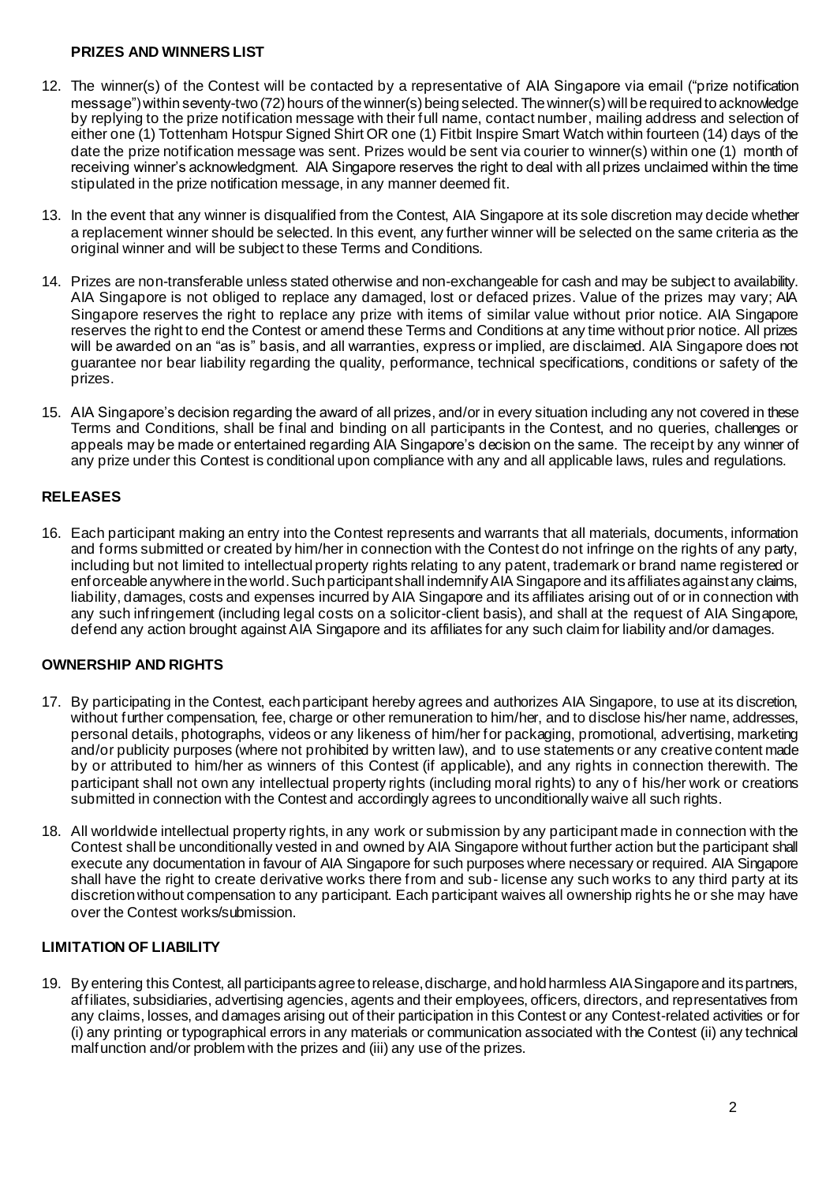**PRIZES AND WINNERS LIST**

12. The winner(s) of the Contest will be contacted by a representative of AIA Singapore via email ("prize notification message") within seventy-two (72) hours of the winner(s) being selected. The winner(s) will be required to acknowledge by replying to the prize notification message with their full name, contact number, mailing address and selection of either one (1) Tottenham Hotspur Signed Shirt OR one (1) Fitbit Inspire Smart Watch within fourteen (14) days of the date the prize notification message was sent. Prizes would be sent via courier to winner(s) within one (1) month of receiving winner's acknowledgment. AIA Singapore reserves the right to deal with all prizes unclaimed within the time stipulated in the prize notification message, in any manner deemed fit.

13. In the event that any winner is disqualified from the Contest, AIA Singapore at its sole discretion may decide whether a replacement winner should be selected. In this event, any further winner will be selected on the same criteria as the original winner and will be subject to these Terms and Conditions.

14. Prizes are non-transferable unless stated otherwise and non-exchangeable for cash and may be subject to availability. AIA Singapore is not obliged to replace any damaged, lost or defaced prizes. Value of the prizes may vary; AIA Singapore reserves the right to replace any prize with items of similar value without prior notice. AIA Singapore reserves the right to end the Contest or amend these Terms and Conditions at any time without prior notice. All prizes will be awarded on an "as is" basis, and all warranties, express or implied, are disclaimed. AIA Singapore does not guarantee nor bear liability regarding the quality, performance, technical specifications, conditions or safety of the prizes.

15. AIA Singapore's decision regarding the award of all prizes, and/or in every situation including any not covered in these Terms and Conditions, shall be final and binding on all participants in the Contest, and no queries, challenges or appeals may be made or entertained regarding AIA Singapore's decision on the same. The receipt by any winner of any prize under this Contest is conditional upon compliance with any and all applicable laws, rules and regulations.

**RELEASES**

16. Each participant making an entry into the Contest represents and warrants that all materials, documents, information and forms submitted or created by him/her in connection with the Contest do not infringe on the rights of any party, including but not limited to intellectual property rights relating to any patent, trademark or brand name registered or enforceable anywhere in the world. Such participant shall indemnify AIA Singapore and its affiliates against any claims, liability, damages, costs and expenses incurred by AIA Singapore and its affiliates arising out of or in connection with any such infringement (including legal costs on a solicitor-client basis), and shall at the request of AIA Singapore, defend any action brought against AIA Singapore and its affiliates for any such claim for liability and/or damages.

**OWNERSHIP AND RIGHTS**

17. By participating in the Contest, each participant hereby agrees and authorizes AIA Singapore, to use at its discretion, without further compensation, fee, charge or other remuneration to him/her, and to disclose his/her name, addresses, personal details, photographs, videos or any likeness of him/her for packaging, promotional, advertising, marketing and/or publicity purposes (where not prohibited by written law), and to use statements or any creative content made by or attributed to him/her as winners of this Contest (if applicable), and any rights in connection therewith. The participant shall not own any intellectual property rights (including moral rights) to any of his/her work or creations submitted in connection with the Contest and accordingly agrees to unconditionally waive all such rights.

18. All worldwide intellectual property rights, in any work or submission by any participant made in connection with the Contest shall be unconditionally vested in and owned by AIA Singapore without further action but the participant shall execute any documentation in favour of AIA Singapore for such purposes where necessary or required. AIA Singapore shall have the right to create derivative works there from and sub- license any such works to any third party at its discretion without compensation to any participant. Each participant waives all ownership rights he or she may have over the Contest works/submission.

**LIMITATION OF LIABILITY**

19. By entering this Contest, all participants agree to release, discharge, and hold harmless AIA Singapore and its partners, affiliates, subsidiaries, advertising agencies, agents and their employees, officers, directors, and representatives from any claims, losses, and damages arising out of their participation in this Contest or any Contest-related activities or for (i) any printing or typographical errors in any materials or communication associated with the Contest (ii) any technical malfunction and/or problem with the prizes and (iii) any use of the prizes.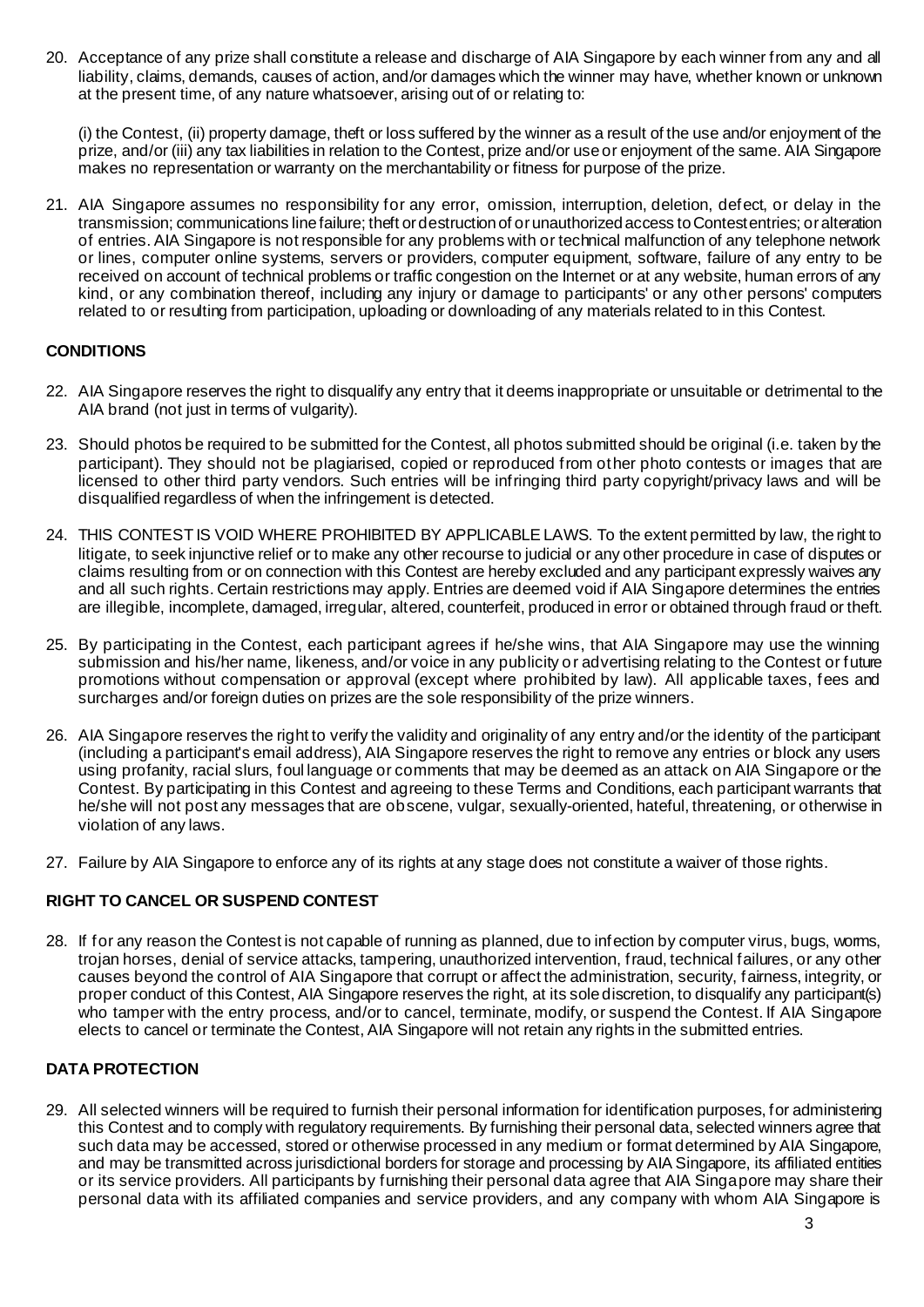20. Acceptance of any prize shall constitute a release and discharge of AIA Singapore by each winner from any and all liability, claims, demands, causes of action, and/or damages which the winner may have, whether known or unknown at the present time, of any nature whatsoever, arising out of or relating to:

    (i) the Contest, (ii) property damage, theft or loss suffered by the winner as a result of the use and/or enjoyment of the prize, and/or (iii) any tax liabilities in relation to the Contest, prize and/or use or enjoyment of the same. AIA Singapore makes no representation or warranty on the merchantability or fitness for purpose of the prize.

21. AIA Singapore assumes no responsibility for any error, omission, interruption, deletion, defect, or delay in the transmission; communications line failure; theft or destruction of or unauthorized access to Contest entries; or alteration of entries. AIA Singapore is not responsible for any problems with or technical malfunction of any telephone network or lines, computer online systems, servers or providers, computer equipment, software, failure of any entry to be received on account of technical problems or traffic congestion on the Internet or at any website, human errors of any kind, or any combination thereof, including any injury or damage to participants' or any other persons' computers related to or resulting from participation, uploading or downloading of any materials related to in this Contest.

**CONDITIONS**

22. AIA Singapore reserves the right to disqualify any entry that it deems inappropriate or unsuitable or detrimental to the AIA brand (not just in terms of vulgarity).

23. Should photos be required to be submitted for the Contest, all photos submitted should be original (i.e. taken by the participant). They should not be plagiarised, copied or reproduced from other photo contests or images that are licensed to other third party vendors. Such entries will be infringing third party copyright/privacy laws and will be disqualified regardless of when the infringement is detected.

24. THIS CONTEST IS VOID WHERE PROHIBITED BY APPLICABLE LAWS. To the extent permitted by law, the right to litigate, to seek injunctive relief or to make any other recourse to judicial or any other procedure in case of disputes or claims resulting from or on connection with this Contest are hereby excluded and any participant expressly waives any and all such rights. Certain restrictions may apply. Entries are deemed void if AIA Singapore determines the entries are illegible, incomplete, damaged, irregular, altered, counterfeit, produced in error or obtained through fraud or theft.

25. By participating in the Contest, each participant agrees if he/she wins, that AIA Singapore may use the winning submission and his/her name, likeness, and/or voice in any publicity or advertising relating to the Contest or future promotions without compensation or approval (except where prohibited by law). All applicable taxes, fees and surcharges and/or foreign duties on prizes are the sole responsibility of the prize winners.

26. AIA Singapore reserves the right to verify the validity and originality of any entry and/or the identity of the participant (including a participant's email address), AIA Singapore reserves the right to remove any entries or block any users using profanity, racial slurs, foul language or comments that may be deemed as an attack on AIA Singapore or the Contest. By participating in this Contest and agreeing to these Terms and Conditions, each participant warrants that he/she will not post any messages that are obscene, vulgar, sexually-oriented, hateful, threatening, or otherwise in violation of any laws.

27. Failure by AIA Singapore to enforce any of its rights at any stage does not constitute a waiver of those rights.

**RIGHT TO CANCEL OR SUSPEND CONTEST**

28. If for any reason the Contest is not capable of running as planned, due to infection by computer virus, bugs, worms, trojan horses, denial of service attacks, tampering, unauthorized intervention, fraud, technical failures, or any other causes beyond the control of AIA Singapore that corrupt or affect the administration, security, fairness, integrity, or proper conduct of this Contest, AIA Singapore reserves the right, at its sole discretion, to disqualify any participant(s) who tamper with the entry process, and/or to cancel, terminate, modify, or suspend the Contest. If AIA Singapore elects to cancel or terminate the Contest, AIA Singapore will not retain any rights in the submitted entries.

**DATA PROTECTION**

29. All selected winners will be required to furnish their personal information for identification purposes, for administering this Contest and to comply with regulatory requirements. By furnishing their personal data, selected winners agree that such data may be accessed, stored or otherwise processed in any medium or format determined by AIA Singapore, and may be transmitted across jurisdictional borders for storage and processing by AIA Singapore, its affiliated entities or its service providers. All participants by furnishing their personal data agree that AIA Singapore may share their personal data with its affiliated companies and service providers, and any company with whom AIA Singapore is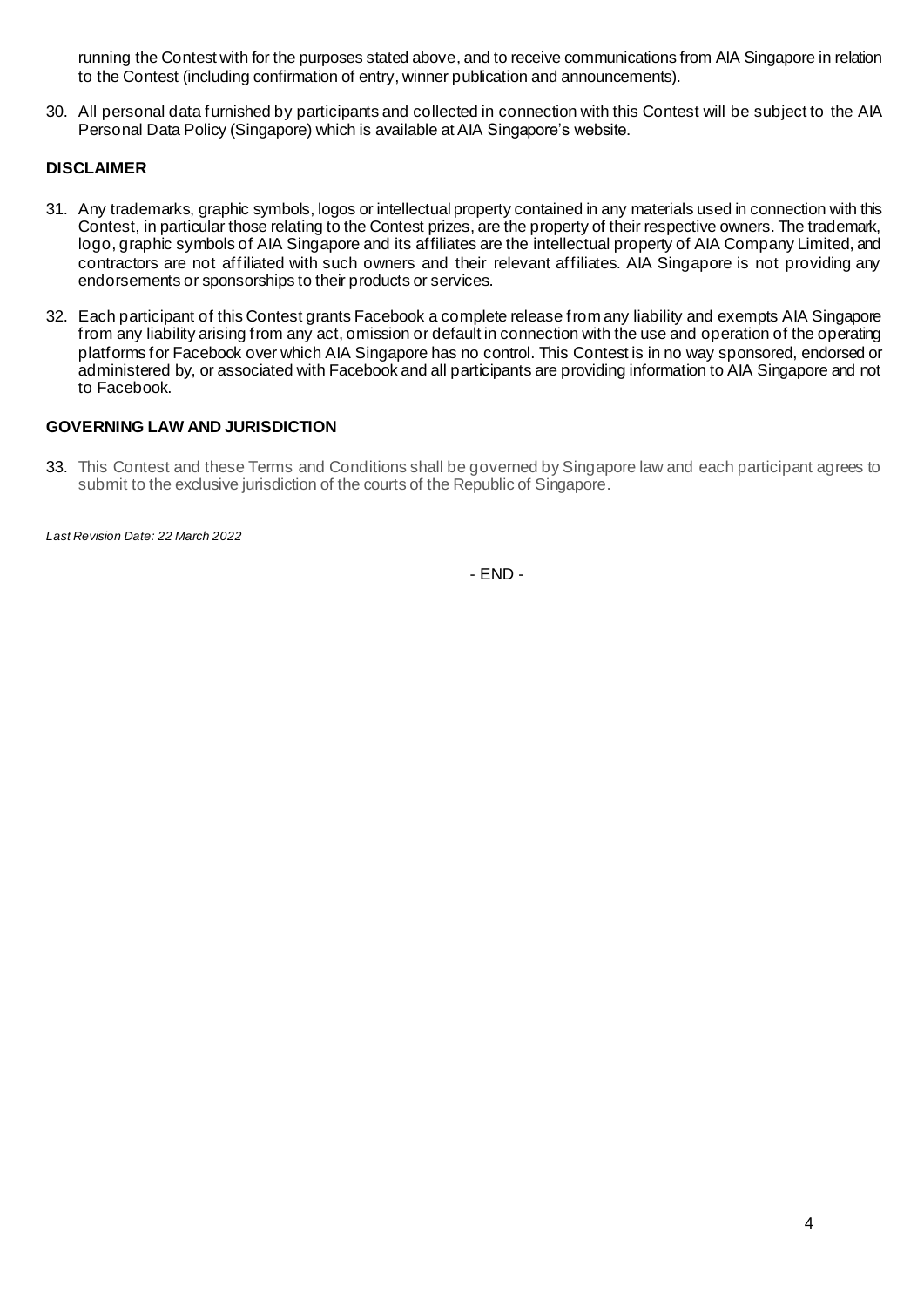running the Contest with for the purposes stated above, and to receive communications from AIA Singapore in relation to the Contest (including confirmation of entry, winner publication and announcements).

30. All personal data furnished by participants and collected in connection with this Contest will be subject to the AIA Personal Data Policy (Singapore) which is available at AIA Singapore's website.

**DISCLAIMER**

31. Any trademarks, graphic symbols, logos or intellectual property contained in any materials used in connection with this Contest, in particular those relating to the Contest prizes, are the property of their respective owners. The trademark, logo, graphic symbols of AIA Singapore and its affiliates are the intellectual property of AIA Company Limited, and contractors are not affiliated with such owners and their relevant affiliates. AIA Singapore is not providing any endorsements or sponsorships to their products or services.

32. Each participant of this Contest grants Facebook a complete release from any liability and exempts AIA Singapore from any liability arising from any act, omission or default in connection with the use and operation of the operating platforms for Facebook over which AIA Singapore has no control. This Contest is in no way sponsored, endorsed or administered by, or associated with Facebook and all participants are providing information to AIA Singapore and not to Facebook.

**GOVERNING LAW AND JURISDICTION**

33. This Contest and these Terms and Conditions shall be governed by Singapore law and each participant agrees to submit to the exclusive jurisdiction of the courts of the Republic of Singapore.

*Last Revision Date: 22 March 2022*

- END -